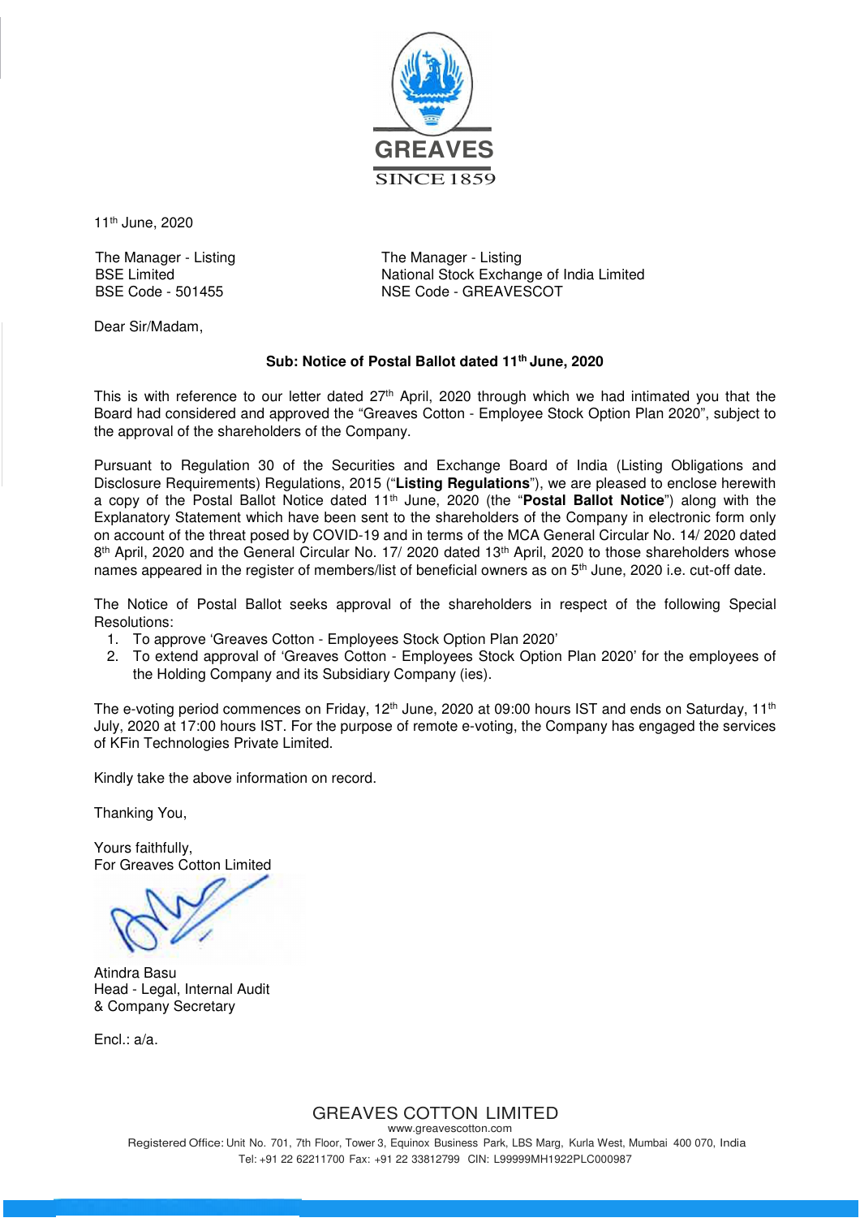GREAVES

SINCE 1859

11th June, 2020

The Manager - Listing
BSE Limited
BSE Code - 501455

The Manager - Listing
National Stock Exchange of India Limited
NSE Code - GREAVESCOT

Dear Sir/Madam,

**Sub: Notice of Postal Ballot dated 11th June, 2020**

This is with reference to our letter dated 27th April, 2020 through which we had intimated you that the Board had considered and approved the "Greaves Cotton - Employee Stock Option Plan 2020", subject to the approval of the shareholders of the Company.

Pursuant to Regulation 30 of the Securities and Exchange Board of India (Listing Obligations and Disclosure Requirements) Regulations, 2015 ("**Listing Regulations**"), we are pleased to enclose herewith a copy of the Postal Ballot Notice dated 11th June, 2020 (the "**Postal Ballot Notice**") along with the Explanatory Statement which have been sent to the shareholders of the Company in electronic form only on account of the threat posed by COVID-19 and in terms of the MCA General Circular No. 14/ 2020 dated 8th April, 2020 and the General Circular No. 17/ 2020 dated 13th April, 2020 to those shareholders whose names appeared in the register of members/list of beneficial owners as on 5th June, 2020 i.e. cut-off date.

The Notice of Postal Ballot seeks approval of the shareholders in respect of the following Special Resolutions:

1. To approve 'Greaves Cotton - Employees Stock Option Plan 2020'
2. To extend approval of 'Greaves Cotton - Employees Stock Option Plan 2020' for the employees of the Holding Company and its Subsidiary Company (ies).

The e-voting period commences on Friday, 12th June, 2020 at 09:00 hours IST and ends on Saturday, 11th July, 2020 at 17:00 hours IST. For the purpose of remote e-voting, the Company has engaged the services of KFin Technologies Private Limited.

Kindly take the above information on record.

Thanking You,

Yours faithfully,
For Greaves Cotton Limited

Atindra Basu
Head - Legal, Internal Audit
& Company Secretary

Encl.: a/a.

GREAVES COTTON LIMITED
www.greavescotton.com
Registered Office: Unit No. 701, 7th Floor, Tower 3, Equinox Business Park, LBS Marg, Kurla West, Mumbai 400 070, India
Tel: +91 22 62211700 Fax: +91 22 33812799 CIN: L99999MH1922PLC000987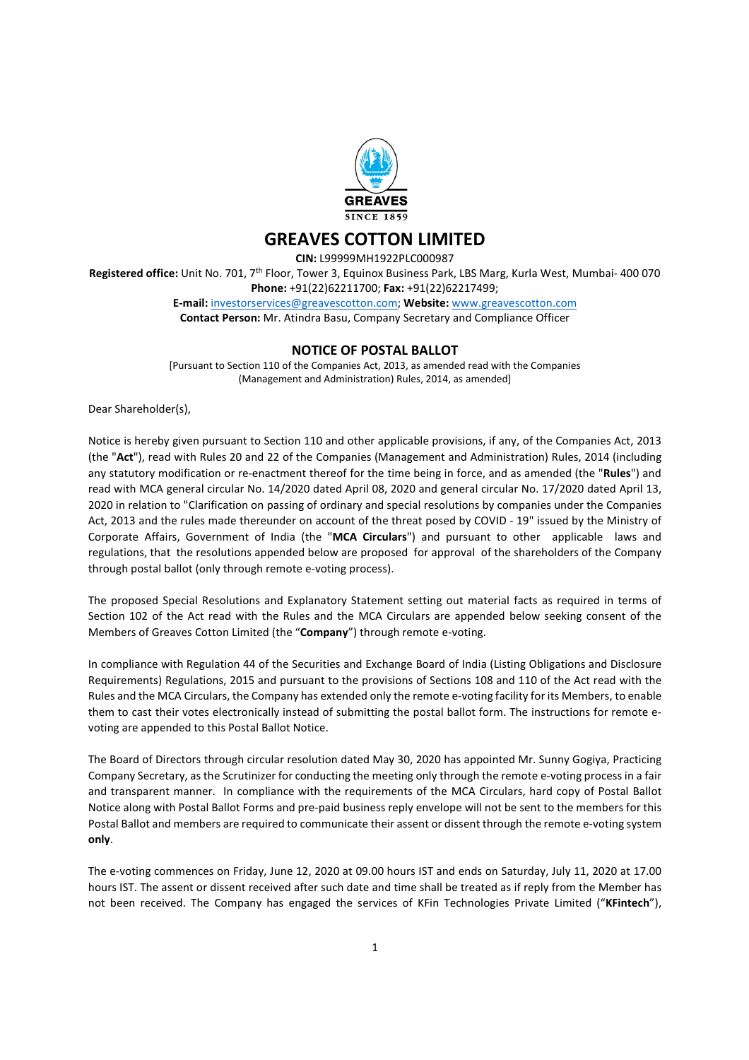# GREAVES COTTON LIMITED

**CIN:** L99999MH1922PLC000987

**Registered office:** Unit No. 701, 7th Floor, Tower 3, Equinox Business Park, LBS Marg, Kurla West, Mumbai- 400 070

**Phone:** +91(22)62211700; **Fax:** +91(22)62217499;

**E-mail:** investorservices@greavescotton.com; **Website:** www.greavescotton.com

**Contact Person:** Mr. Atindra Basu, Company Secretary and Compliance Officer

## NOTICE OF POSTAL BALLOT

[Pursuant to Section 110 of the Companies Act, 2013, as amended read with the Companies (Management and Administration) Rules, 2014, as amended]

Dear Shareholder(s),

Notice is hereby given pursuant to Section 110 and other applicable provisions, if any, of the Companies Act, 2013 (the "**Act**"), read with Rules 20 and 22 of the Companies (Management and Administration) Rules, 2014 (including any statutory modification or re-enactment thereof for the time being in force, and as amended (the "**Rules**") and read with MCA general circular No. 14/2020 dated April 08, 2020 and general circular No. 17/2020 dated April 13, 2020 in relation to "Clarification on passing of ordinary and special resolutions by companies under the Companies Act, 2013 and the rules made thereunder on account of the threat posed by COVID - 19" issued by the Ministry of Corporate Affairs, Government of India (the "**MCA Circulars**") and pursuant to other applicable laws and regulations, that the resolutions appended below are proposed for approval of the shareholders of the Company through postal ballot (only through remote e-voting process).

The proposed Special Resolutions and Explanatory Statement setting out material facts as required in terms of Section 102 of the Act read with the Rules and the MCA Circulars are appended below seeking consent of the Members of Greaves Cotton Limited (the "**Company**") through remote e-voting.

In compliance with Regulation 44 of the Securities and Exchange Board of India (Listing Obligations and Disclosure Requirements) Regulations, 2015 and pursuant to the provisions of Sections 108 and 110 of the Act read with the Rules and the MCA Circulars, the Company has extended only the remote e-voting facility for its Members, to enable them to cast their votes electronically instead of submitting the postal ballot form. The instructions for remote e-voting are appended to this Postal Ballot Notice.

The Board of Directors through circular resolution dated May 30, 2020 has appointed Mr. Sunny Gogiya, Practicing Company Secretary, as the Scrutinizer for conducting the meeting only through the remote e-voting process in a fair and transparent manner. In compliance with the requirements of the MCA Circulars, hard copy of Postal Ballot Notice along with Postal Ballot Forms and pre-paid business reply envelope will not be sent to the members for this Postal Ballot and members are required to communicate their assent or dissent through the remote e-voting system **only**.

The e-voting commences on Friday, June 12, 2020 at 09.00 hours IST and ends on Saturday, July 11, 2020 at 17.00 hours IST. The assent or dissent received after such date and time shall be treated as if reply from the Member has not been received. The Company has engaged the services of KFin Technologies Private Limited ("**KFintech**"),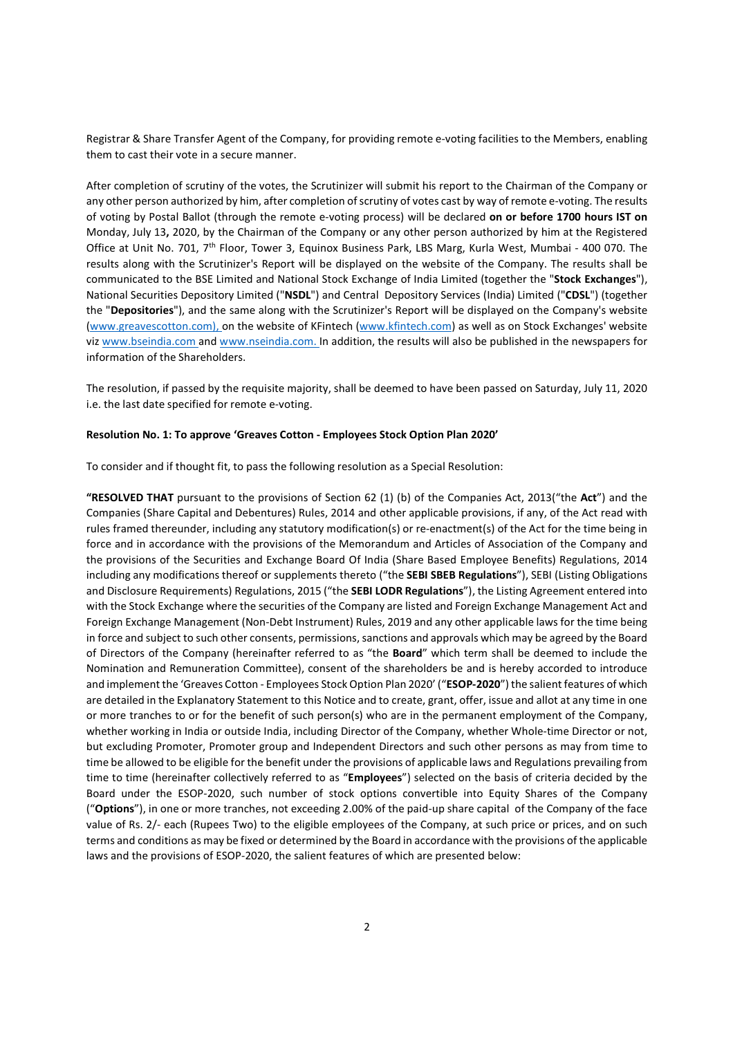Registrar & Share Transfer Agent of the Company, for providing remote e-voting facilities to the Members, enabling them to cast their vote in a secure manner.

After completion of scrutiny of the votes, the Scrutinizer will submit his report to the Chairman of the Company or any other person authorized by him, after completion of scrutiny of votes cast by way of remote e-voting. The results of voting by Postal Ballot (through the remote e-voting process) will be declared **on or before 1700 hours IST on** Monday, July 13**,** 2020, by the Chairman of the Company or any other person authorized by him at the Registered Office at Unit No. 701, 7th Floor, Tower 3, Equinox Business Park, LBS Marg, Kurla West, Mumbai - 400 070. The results along with the Scrutinizer's Report will be displayed on the website of the Company. The results shall be communicated to the BSE Limited and National Stock Exchange of India Limited (together the "**Stock Exchanges**"), National Securities Depository Limited ("**NSDL**") and Central Depository Services (India) Limited ("**CDSL**") (together the "**Depositories**"), and the same along with the Scrutinizer's Report will be displayed on the Company's website (www.greavescotton.com), on the website of KFintech (www.kfintech.com) as well as on Stock Exchanges' website viz www.bseindia.com and www.nseindia.com. In addition, the results will also be published in the newspapers for information of the Shareholders.

The resolution, if passed by the requisite majority, shall be deemed to have been passed on Saturday, July 11, 2020 i.e. the last date specified for remote e-voting.

**Resolution No. 1: To approve 'Greaves Cotton - Employees Stock Option Plan 2020'**

To consider and if thought fit, to pass the following resolution as a Special Resolution:

**"RESOLVED THAT** pursuant to the provisions of Section 62 (1) (b) of the Companies Act, 2013("the **Act**") and the Companies (Share Capital and Debentures) Rules, 2014 and other applicable provisions, if any, of the Act read with rules framed thereunder, including any statutory modification(s) or re-enactment(s) of the Act for the time being in force and in accordance with the provisions of the Memorandum and Articles of Association of the Company and the provisions of the Securities and Exchange Board Of India (Share Based Employee Benefits) Regulations, 2014 including any modifications thereof or supplements thereto ("the **SEBI SBEB Regulations**"), SEBI (Listing Obligations and Disclosure Requirements) Regulations, 2015 ("the **SEBI LODR Regulations**"), the Listing Agreement entered into with the Stock Exchange where the securities of the Company are listed and Foreign Exchange Management Act and Foreign Exchange Management (Non-Debt Instrument) Rules, 2019 and any other applicable laws for the time being in force and subject to such other consents, permissions, sanctions and approvals which may be agreed by the Board of Directors of the Company (hereinafter referred to as "the **Board**" which term shall be deemed to include the Nomination and Remuneration Committee), consent of the shareholders be and is hereby accorded to introduce and implement the 'Greaves Cotton - Employees Stock Option Plan 2020' ("**ESOP-2020**") the salient features of which are detailed in the Explanatory Statement to this Notice and to create, grant, offer, issue and allot at any time in one or more tranches to or for the benefit of such person(s) who are in the permanent employment of the Company, whether working in India or outside India, including Director of the Company, whether Whole-time Director or not, but excluding Promoter, Promoter group and Independent Directors and such other persons as may from time to time be allowed to be eligible for the benefit under the provisions of applicable laws and Regulations prevailing from time to time (hereinafter collectively referred to as "**Employees**") selected on the basis of criteria decided by the Board under the ESOP-2020, such number of stock options convertible into Equity Shares of the Company ("**Options**"), in one or more tranches, not exceeding 2.00% of the paid-up share capital of the Company of the face value of Rs. 2/- each (Rupees Two) to the eligible employees of the Company, at such price or prices, and on such terms and conditions as may be fixed or determined by the Board in accordance with the provisions of the applicable laws and the provisions of ESOP-2020, the salient features of which are presented below: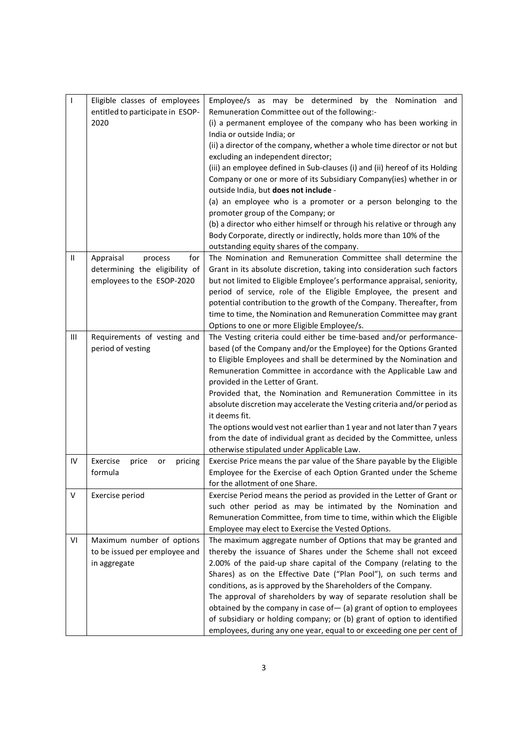| I | Eligible classes of employees entitled to participate in ESOP-2020 | Employee/s as may be determined by the Nomination and Remuneration Committee out of the following:-<br>(i) a permanent employee of the company who has been working in India or outside India; or<br>(ii) a director of the company, whether a whole time director or not but excluding an independent director;<br>(iii) an employee defined in Sub-clauses (i) and (ii) hereof of its Holding Company or one or more of its Subsidiary Company(ies) whether in or outside India, but **does not include** -<br>(a) an employee who is a promoter or a person belonging to the promoter group of the Company; or<br>(b) a director who either himself or through his relative or through any Body Corporate, directly or indirectly, holds more than 10% of the outstanding equity shares of the company. |
|---|---|---|
| II | Appraisal process for determining the eligibility of employees to the ESOP-2020 | The Nomination and Remuneration Committee shall determine the Grant in its absolute discretion, taking into consideration such factors but not limited to Eligible Employee's performance appraisal, seniority, period of service, role of the Eligible Employee, the present and potential contribution to the growth of the Company. Thereafter, from time to time, the Nomination and Remuneration Committee may grant Options to one or more Eligible Employee/s. |
| III | Requirements of vesting and period of vesting | The Vesting criteria could either be time-based and/or performance-based (of the Company and/or the Employee) for the Options Granted to Eligible Employees and shall be determined by the Nomination and Remuneration Committee in accordance with the Applicable Law and provided in the Letter of Grant.<br>Provided that, the Nomination and Remuneration Committee in its absolute discretion may accelerate the Vesting criteria and/or period as it deems fit.<br>The options would vest not earlier than 1 year and not later than 7 years from the date of individual grant as decided by the Committee, unless otherwise stipulated under Applicable Law. |
| IV | Exercise price or pricing formula | Exercise Price means the par value of the Share payable by the Eligible Employee for the Exercise of each Option Granted under the Scheme for the allotment of one Share. |
| V | Exercise period | Exercise Period means the period as provided in the Letter of Grant or such other period as may be intimated by the Nomination and Remuneration Committee, from time to time, within which the Eligible Employee may elect to Exercise the Vested Options. |
| VI | Maximum number of options to be issued per employee and in aggregate | The maximum aggregate number of Options that may be granted and thereby the issuance of Shares under the Scheme shall not exceed 2.00% of the paid-up share capital of the Company (relating to the Shares) as on the Effective Date ("Plan Pool"), on such terms and conditions, as is approved by the Shareholders of the Company.<br>The approval of shareholders by way of separate resolution shall be obtained by the company in case of— (a) grant of option to employees of subsidiary or holding company; or (b) grant of option to identified employees, during any one year, equal to or exceeding one per cent of |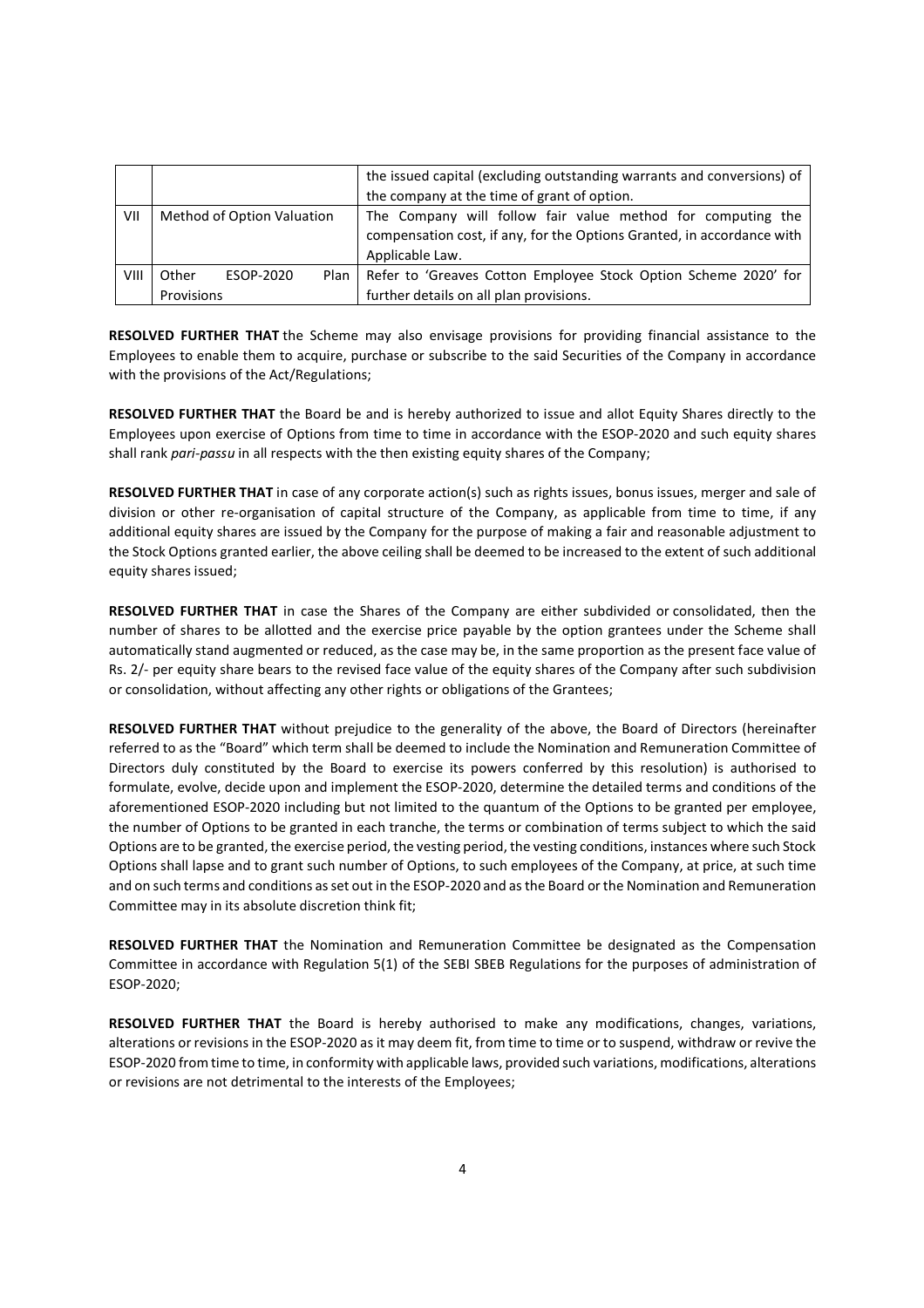| | | |
|---|---|---|
| | | the issued capital (excluding outstanding warrants and conversions) of the company at the time of grant of option. |
| VII | Method of Option Valuation | The Company will follow fair value method for computing the compensation cost, if any, for the Options Granted, in accordance with Applicable Law. |
| VIII | Other ESOP-2020 Plan Provisions | Refer to 'Greaves Cotton Employee Stock Option Scheme 2020' for further details on all plan provisions. |

**RESOLVED FURTHER THAT** the Scheme may also envisage provisions for providing financial assistance to the Employees to enable them to acquire, purchase or subscribe to the said Securities of the Company in accordance with the provisions of the Act/Regulations;

**RESOLVED FURTHER THAT** the Board be and is hereby authorized to issue and allot Equity Shares directly to the Employees upon exercise of Options from time to time in accordance with the ESOP-2020 and such equity shares shall rank *pari-passu* in all respects with the then existing equity shares of the Company;

**RESOLVED FURTHER THAT** in case of any corporate action(s) such as rights issues, bonus issues, merger and sale of division or other re-organisation of capital structure of the Company, as applicable from time to time, if any additional equity shares are issued by the Company for the purpose of making a fair and reasonable adjustment to the Stock Options granted earlier, the above ceiling shall be deemed to be increased to the extent of such additional equity shares issued;

**RESOLVED FURTHER THAT** in case the Shares of the Company are either subdivided or consolidated, then the number of shares to be allotted and the exercise price payable by the option grantees under the Scheme shall automatically stand augmented or reduced, as the case may be, in the same proportion as the present face value of Rs. 2/- per equity share bears to the revised face value of the equity shares of the Company after such subdivision or consolidation, without affecting any other rights or obligations of the Grantees;

**RESOLVED FURTHER THAT** without prejudice to the generality of the above, the Board of Directors (hereinafter referred to as the "Board" which term shall be deemed to include the Nomination and Remuneration Committee of Directors duly constituted by the Board to exercise its powers conferred by this resolution) is authorised to formulate, evolve, decide upon and implement the ESOP-2020, determine the detailed terms and conditions of the aforementioned ESOP-2020 including but not limited to the quantum of the Options to be granted per employee, the number of Options to be granted in each tranche, the terms or combination of terms subject to which the said Options are to be granted, the exercise period, the vesting period, the vesting conditions, instances where such Stock Options shall lapse and to grant such number of Options, to such employees of the Company, at price, at such time and on such terms and conditions as set out in the ESOP-2020 and as the Board or the Nomination and Remuneration Committee may in its absolute discretion think fit;

**RESOLVED FURTHER THAT** the Nomination and Remuneration Committee be designated as the Compensation Committee in accordance with Regulation 5(1) of the SEBI SBEB Regulations for the purposes of administration of ESOP-2020;

**RESOLVED FURTHER THAT** the Board is hereby authorised to make any modifications, changes, variations, alterations or revisions in the ESOP-2020 as it may deem fit, from time to time or to suspend, withdraw or revive the ESOP-2020 from time to time, in conformity with applicable laws, provided such variations, modifications, alterations or revisions are not detrimental to the interests of the Employees;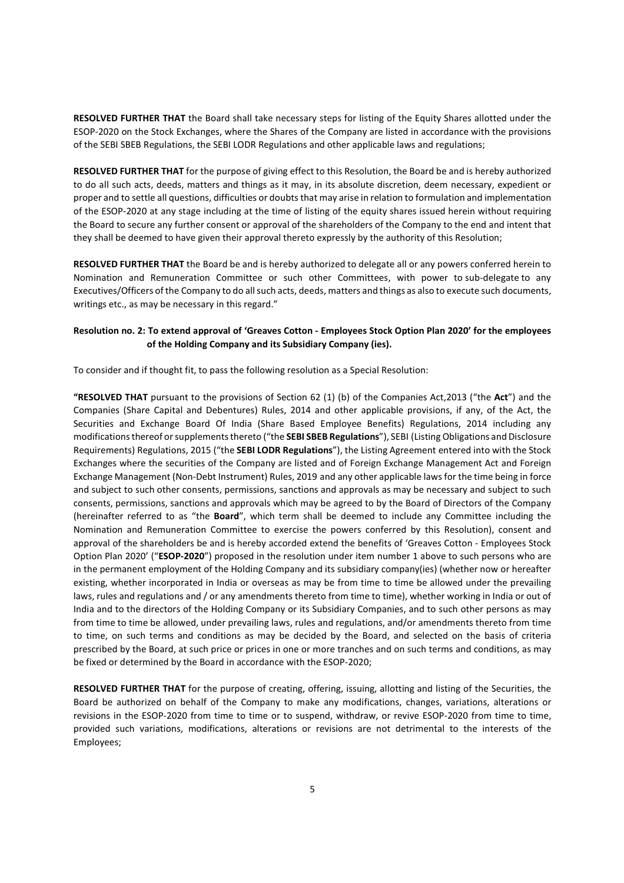**RESOLVED FURTHER THAT** the Board shall take necessary steps for listing of the Equity Shares allotted under the ESOP-2020 on the Stock Exchanges, where the Shares of the Company are listed in accordance with the provisions of the SEBI SBEB Regulations, the SEBI LODR Regulations and other applicable laws and regulations;

**RESOLVED FURTHER THAT** for the purpose of giving effect to this Resolution, the Board be and is hereby authorized to do all such acts, deeds, matters and things as it may, in its absolute discretion, deem necessary, expedient or proper and to settle all questions, difficulties or doubts that may arise in relation to formulation and implementation of the ESOP-2020 at any stage including at the time of listing of the equity shares issued herein without requiring the Board to secure any further consent or approval of the shareholders of the Company to the end and intent that they shall be deemed to have given their approval thereto expressly by the authority of this Resolution;

**RESOLVED FURTHER THAT** the Board be and is hereby authorized to delegate all or any powers conferred herein to Nomination and Remuneration Committee or such other Committees, with power to sub-delegate to any Executives/Officers of the Company to do all such acts, deeds, matters and things as also to execute such documents, writings etc., as may be necessary in this regard."

**Resolution no. 2: To extend approval of 'Greaves Cotton - Employees Stock Option Plan 2020' for the employees of the Holding Company and its Subsidiary Company (ies).**

To consider and if thought fit, to pass the following resolution as a Special Resolution:

**"RESOLVED THAT** pursuant to the provisions of Section 62 (1) (b) of the Companies Act,2013 ("the **Act**") and the Companies (Share Capital and Debentures) Rules, 2014 and other applicable provisions, if any, of the Act, the Securities and Exchange Board Of India (Share Based Employee Benefits) Regulations, 2014 including any modifications thereof or supplements thereto ("the **SEBI SBEB Regulations**"), SEBI (Listing Obligations and Disclosure Requirements) Regulations, 2015 ("the **SEBI LODR Regulations**"), the Listing Agreement entered into with the Stock Exchanges where the securities of the Company are listed and of Foreign Exchange Management Act and Foreign Exchange Management (Non-Debt Instrument) Rules, 2019 and any other applicable laws for the time being in force and subject to such other consents, permissions, sanctions and approvals as may be necessary and subject to such consents, permissions, sanctions and approvals which may be agreed to by the Board of Directors of the Company (hereinafter referred to as "the **Board**", which term shall be deemed to include any Committee including the Nomination and Remuneration Committee to exercise the powers conferred by this Resolution), consent and approval of the shareholders be and is hereby accorded extend the benefits of 'Greaves Cotton - Employees Stock Option Plan 2020' ("**ESOP-2020**") proposed in the resolution under item number 1 above to such persons who are in the permanent employment of the Holding Company and its subsidiary company(ies) (whether now or hereafter existing, whether incorporated in India or overseas as may be from time to time be allowed under the prevailing laws, rules and regulations and / or any amendments thereto from time to time), whether working in India or out of India and to the directors of the Holding Company or its Subsidiary Companies, and to such other persons as may from time to time be allowed, under prevailing laws, rules and regulations, and/or amendments thereto from time to time, on such terms and conditions as may be decided by the Board, and selected on the basis of criteria prescribed by the Board, at such price or prices in one or more tranches and on such terms and conditions, as may be fixed or determined by the Board in accordance with the ESOP-2020;

**RESOLVED FURTHER THAT** for the purpose of creating, offering, issuing, allotting and listing of the Securities, the Board be authorized on behalf of the Company to make any modifications, changes, variations, alterations or revisions in the ESOP-2020 from time to time or to suspend, withdraw, or revive ESOP-2020 from time to time, provided such variations, modifications, alterations or revisions are not detrimental to the interests of the Employees;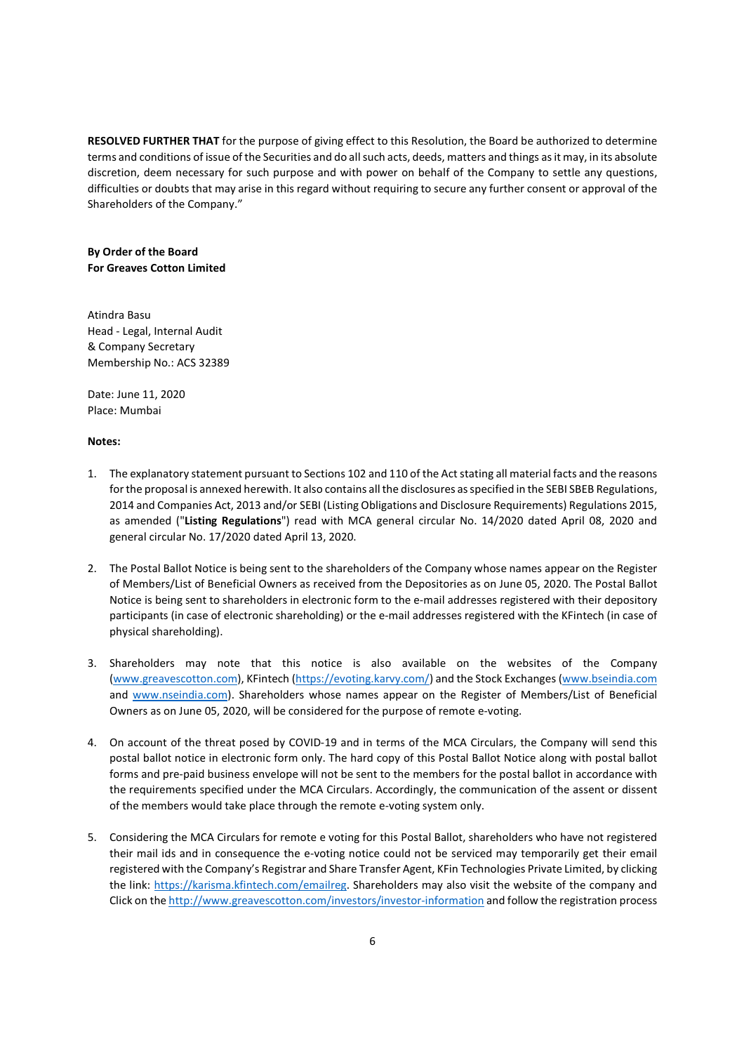**RESOLVED FURTHER THAT** for the purpose of giving effect to this Resolution, the Board be authorized to determine terms and conditions of issue of the Securities and do all such acts, deeds, matters and things as it may, in its absolute discretion, deem necessary for such purpose and with power on behalf of the Company to settle any questions, difficulties or doubts that may arise in this regard without requiring to secure any further consent or approval of the Shareholders of the Company."

**By Order of the Board**
**For Greaves Cotton Limited**

Atindra Basu
Head - Legal, Internal Audit
& Company Secretary
Membership No.: ACS 32389

Date: June 11, 2020
Place: Mumbai

**Notes:**

1. The explanatory statement pursuant to Sections 102 and 110 of the Act stating all material facts and the reasons for the proposal is annexed herewith. It also contains all the disclosures as specified in the SEBI SBEB Regulations, 2014 and Companies Act, 2013 and/or SEBI (Listing Obligations and Disclosure Requirements) Regulations 2015, as amended ("**Listing Regulations**") read with MCA general circular No. 14/2020 dated April 08, 2020 and general circular No. 17/2020 dated April 13, 2020.

2. The Postal Ballot Notice is being sent to the shareholders of the Company whose names appear on the Register of Members/List of Beneficial Owners as received from the Depositories as on June 05, 2020. The Postal Ballot Notice is being sent to shareholders in electronic form to the e-mail addresses registered with their depository participants (in case of electronic shareholding) or the e-mail addresses registered with the KFintech (in case of physical shareholding).

3. Shareholders may note that this notice is also available on the websites of the Company (www.greavescotton.com), KFintech (https://evoting.karvy.com/) and the Stock Exchanges (www.bseindia.com and www.nseindia.com). Shareholders whose names appear on the Register of Members/List of Beneficial Owners as on June 05, 2020, will be considered for the purpose of remote e-voting.

4. On account of the threat posed by COVID-19 and in terms of the MCA Circulars, the Company will send this postal ballot notice in electronic form only. The hard copy of this Postal Ballot Notice along with postal ballot forms and pre-paid business envelope will not be sent to the members for the postal ballot in accordance with the requirements specified under the MCA Circulars. Accordingly, the communication of the assent or dissent of the members would take place through the remote e-voting system only.

5. Considering the MCA Circulars for remote e voting for this Postal Ballot, shareholders who have not registered their mail ids and in consequence the e-voting notice could not be serviced may temporarily get their email registered with the Company's Registrar and Share Transfer Agent, KFin Technologies Private Limited, by clicking the link: https://karisma.kfintech.com/emailreg. Shareholders may also visit the website of the company and Click on the http://www.greavescotton.com/investors/investor-information and follow the registration process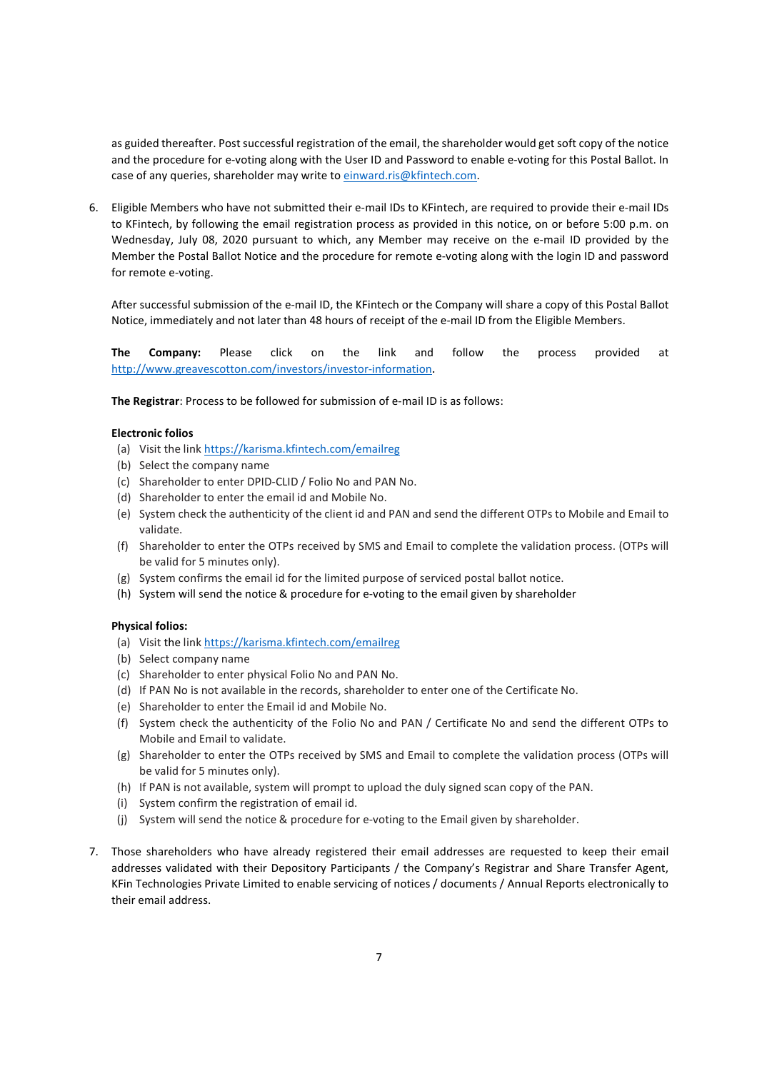as guided thereafter. Post successful registration of the email, the shareholder would get soft copy of the notice and the procedure for e-voting along with the User ID and Password to enable e-voting for this Postal Ballot. In case of any queries, shareholder may write to einward.ris@kfintech.com.

6. Eligible Members who have not submitted their e-mail IDs to KFintech, are required to provide their e-mail IDs to KFintech, by following the email registration process as provided in this notice, on or before 5:00 p.m. on Wednesday, July 08, 2020 pursuant to which, any Member may receive on the e-mail ID provided by the Member the Postal Ballot Notice and the procedure for remote e-voting along with the login ID and password for remote e-voting.

   After successful submission of the e-mail ID, the KFintech or the Company will share a copy of this Postal Ballot Notice, immediately and not later than 48 hours of receipt of the e-mail ID from the Eligible Members.

   **The Company:** Please click on the link and follow the process provided at http://www.greavescotton.com/investors/investor-information.

   **The Registrar**: Process to be followed for submission of e-mail ID is as follows:

   **Electronic folios**

   (a) Visit the link https://karisma.kfintech.com/emailreg
   (b) Select the company name
   (c) Shareholder to enter DPID-CLID / Folio No and PAN No.
   (d) Shareholder to enter the email id and Mobile No.
   (e) System check the authenticity of the client id and PAN and send the different OTPs to Mobile and Email to validate.
   (f) Shareholder to enter the OTPs received by SMS and Email to complete the validation process. (OTPs will be valid for 5 minutes only).
   (g) System confirms the email id for the limited purpose of serviced postal ballot notice.
   (h) System will send the notice & procedure for e-voting to the email given by shareholder

   **Physical folios:**

   (a) Visit the link https://karisma.kfintech.com/emailreg
   (b) Select company name
   (c) Shareholder to enter physical Folio No and PAN No.
   (d) If PAN No is not available in the records, shareholder to enter one of the Certificate No.
   (e) Shareholder to enter the Email id and Mobile No.
   (f) System check the authenticity of the Folio No and PAN / Certificate No and send the different OTPs to Mobile and Email to validate.
   (g) Shareholder to enter the OTPs received by SMS and Email to complete the validation process (OTPs will be valid for 5 minutes only).
   (h) If PAN is not available, system will prompt to upload the duly signed scan copy of the PAN.
   (i) System confirm the registration of email id.
   (j) System will send the notice & procedure for e-voting to the Email given by shareholder.

7. Those shareholders who have already registered their email addresses are requested to keep their email addresses validated with their Depository Participants / the Company's Registrar and Share Transfer Agent, KFin Technologies Private Limited to enable servicing of notices / documents / Annual Reports electronically to their email address.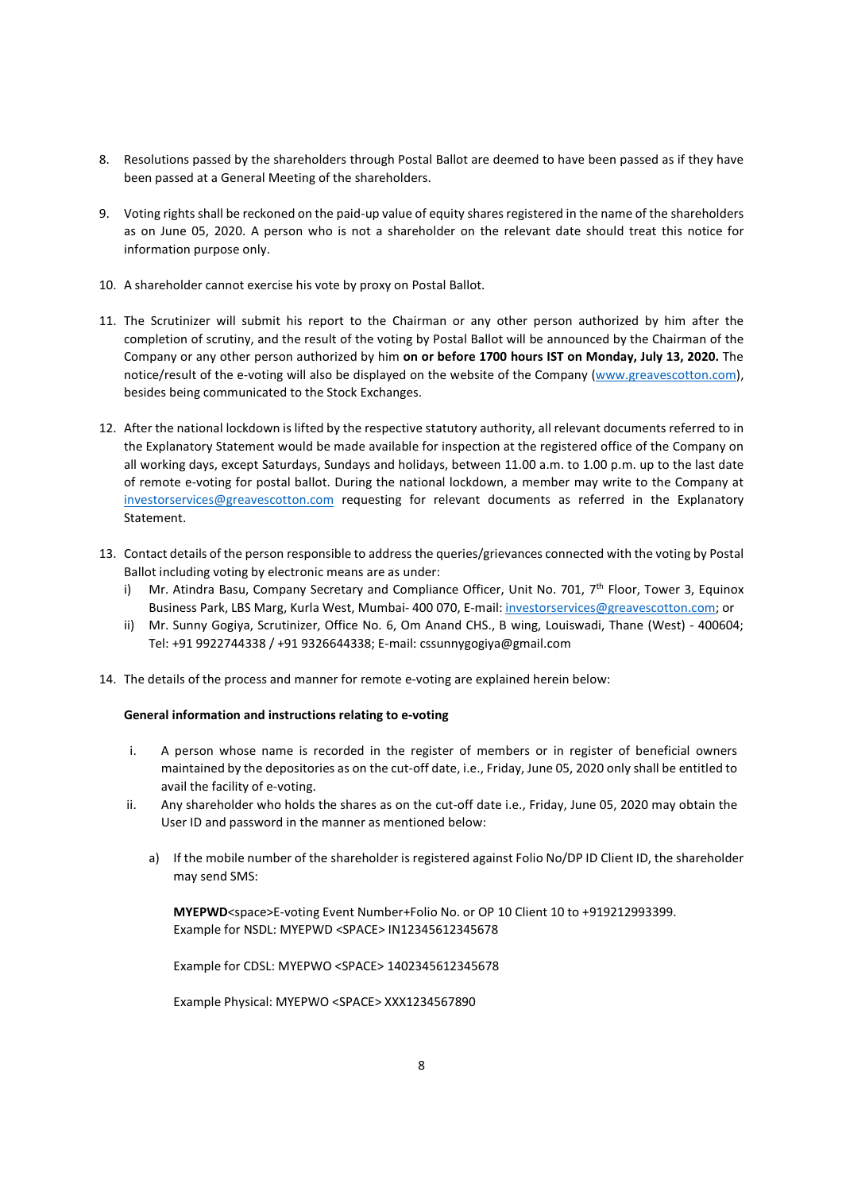8. Resolutions passed by the shareholders through Postal Ballot are deemed to have been passed as if they have been passed at a General Meeting of the shareholders.

9. Voting rights shall be reckoned on the paid-up value of equity shares registered in the name of the shareholders as on June 05, 2020. A person who is not a shareholder on the relevant date should treat this notice for information purpose only.

10. A shareholder cannot exercise his vote by proxy on Postal Ballot.

11. The Scrutinizer will submit his report to the Chairman or any other person authorized by him after the completion of scrutiny, and the result of the voting by Postal Ballot will be announced by the Chairman of the Company or any other person authorized by him **on or before 1700 hours IST on Monday, July 13, 2020.** The notice/result of the e-voting will also be displayed on the website of the Company (www.greavescotton.com), besides being communicated to the Stock Exchanges.

12. After the national lockdown is lifted by the respective statutory authority, all relevant documents referred to in the Explanatory Statement would be made available for inspection at the registered office of the Company on all working days, except Saturdays, Sundays and holidays, between 11.00 a.m. to 1.00 p.m. up to the last date of remote e-voting for postal ballot. During the national lockdown, a member may write to the Company at investorservices@greavescotton.com requesting for relevant documents as referred in the Explanatory Statement.

13. Contact details of the person responsible to address the queries/grievances connected with the voting by Postal Ballot including voting by electronic means are as under:
    i) Mr. Atindra Basu, Company Secretary and Compliance Officer, Unit No. 701, 7th Floor, Tower 3, Equinox Business Park, LBS Marg, Kurla West, Mumbai- 400 070, E-mail: investorservices@greavescotton.com; or
    ii) Mr. Sunny Gogiya, Scrutinizer, Office No. 6, Om Anand CHS., B wing, Louiswadi, Thane (West) - 400604; Tel: +91 9922744338 / +91 9326644338; E-mail: cssunnygogiya@gmail.com

14. The details of the process and manner for remote e-voting are explained herein below:

    **General information and instructions relating to e-voting**

    i. A person whose name is recorded in the register of members or in register of beneficial owners maintained by the depositories as on the cut-off date, i.e., Friday, June 05, 2020 only shall be entitled to avail the facility of e-voting.

    ii. Any shareholder who holds the shares as on the cut-off date i.e., Friday, June 05, 2020 may obtain the User ID and password in the manner as mentioned below:

       a) If the mobile number of the shareholder is registered against Folio No/DP ID Client ID, the shareholder may send SMS:

          **MYEPWD**<space>E-voting Event Number+Folio No. or OP 10 Client 10 to +919212993399.
          Example for NSDL: MYEPWD <SPACE> IN12345612345678

          Example for CDSL: MYEPWO <SPACE> 1402345612345678

          Example Physical: MYEPWO <SPACE> XXX1234567890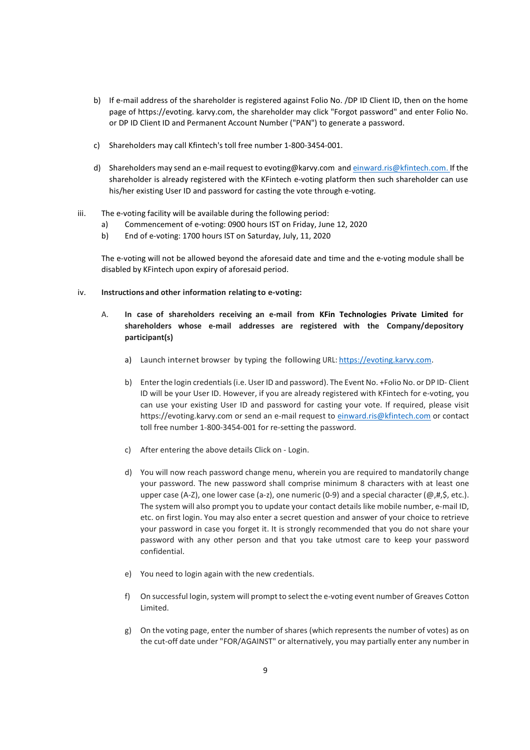b) If e-mail address of the shareholder is registered against Folio No. /DP ID Client ID, then on the home page of https://evoting. karvy.com, the shareholder may click "Forgot password" and enter Folio No. or DP ID Client ID and Permanent Account Number ("PAN") to generate a password.

c) Shareholders may call Kfintech's toll free number 1-800-3454-001.

d) Shareholders may send an e-mail request to evoting@karvy.com and einward.ris@kfintech.com. If the shareholder is already registered with the KFintech e-voting platform then such shareholder can use his/her existing User ID and password for casting the vote through e-voting.

iii. The e-voting facility will be available during the following period:

a) Commencement of e-voting: 0900 hours IST on Friday, June 12, 2020

b) End of e-voting: 1700 hours IST on Saturday, July, 11, 2020

The e-voting will not be allowed beyond the aforesaid date and time and the e-voting module shall be disabled by KFintech upon expiry of aforesaid period.

iv. **Instructions and other information relating to e-voting:**

A. **In case of shareholders receiving an e-mail from KFin Technologies Private Limited for shareholders whose e-mail addresses are registered with the Company/depository participant(s)**

a) Launch internet browser by typing the following URL: https://evoting.karvy.com.

b) Enter the login credentials (i.e. User ID and password). The Event No. +Folio No. or DP ID- Client ID will be your User ID. However, if you are already registered with KFintech for e-voting, you can use your existing User ID and password for casting your vote. If required, please visit https://evoting.karvy.com or send an e-mail request to einward.ris@kfintech.com or contact toll free number 1-800-3454-001 for re-setting the password.

c) After entering the above details Click on - Login.

d) You will now reach password change menu, wherein you are required to mandatorily change your password. The new password shall comprise minimum 8 characters with at least one upper case (A-Z), one lower case (a-z), one numeric (0-9) and a special character (@,#,$, etc.). The system will also prompt you to update your contact details like mobile number, e-mail ID, etc. on first login. You may also enter a secret question and answer of your choice to retrieve your password in case you forget it. It is strongly recommended that you do not share your password with any other person and that you take utmost care to keep your password confidential.

e) You need to login again with the new credentials.

f) On successful login, system will prompt to select the e-voting event number of Greaves Cotton Limited.

g) On the voting page, enter the number of shares (which represents the number of votes) as on the cut-off date under "FOR/AGAINST" or alternatively, you may partially enter any number in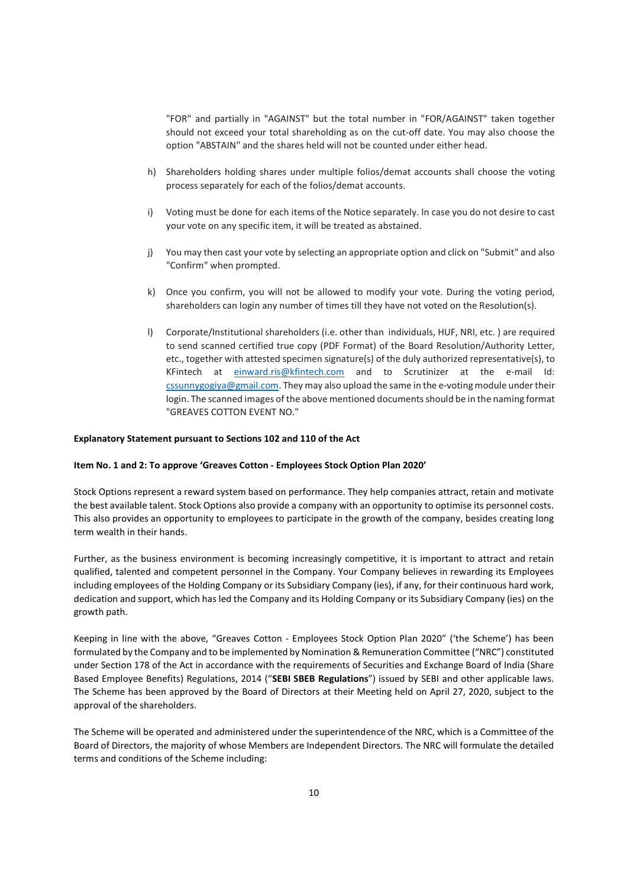"FOR" and partially in "AGAINST" but the total number in "FOR/AGAINST" taken together should not exceed your total shareholding as on the cut-off date. You may also choose the option "ABSTAIN" and the shares held will not be counted under either head.

h) Shareholders holding shares under multiple folios/demat accounts shall choose the voting process separately for each of the folios/demat accounts.

i) Voting must be done for each items of the Notice separately. In case you do not desire to cast your vote on any specific item, it will be treated as abstained.

j) You may then cast your vote by selecting an appropriate option and click on "Submit" and also "Confirm" when prompted.

k) Once you confirm, you will not be allowed to modify your vote. During the voting period, shareholders can login any number of times till they have not voted on the Resolution(s).

l) Corporate/Institutional shareholders (i.e. other than individuals, HUF, NRI, etc. ) are required to send scanned certified true copy (PDF Format) of the Board Resolution/Authority Letter, etc., together with attested specimen signature(s) of the duly authorized representative(s), to KFintech at einward.ris@kfintech.com and to Scrutinizer at the e-mail Id: cssunnygogiya@gmail.com. They may also upload the same in the e-voting module under their login. The scanned images of the above mentioned documents should be in the naming format "GREAVES COTTON EVENT NO."

**Explanatory Statement pursuant to Sections 102 and 110 of the Act**

**Item No. 1 and 2: To approve 'Greaves Cotton - Employees Stock Option Plan 2020'**

Stock Options represent a reward system based on performance. They help companies attract, retain and motivate the best available talent. Stock Options also provide a company with an opportunity to optimise its personnel costs. This also provides an opportunity to employees to participate in the growth of the company, besides creating long term wealth in their hands.

Further, as the business environment is becoming increasingly competitive, it is important to attract and retain qualified, talented and competent personnel in the Company. Your Company believes in rewarding its Employees including employees of the Holding Company or its Subsidiary Company (ies), if any, for their continuous hard work, dedication and support, which has led the Company and its Holding Company or its Subsidiary Company (ies) on the growth path.

Keeping in line with the above, "Greaves Cotton - Employees Stock Option Plan 2020" ('the Scheme') has been formulated by the Company and to be implemented by Nomination & Remuneration Committee ("NRC") constituted under Section 178 of the Act in accordance with the requirements of Securities and Exchange Board of India (Share Based Employee Benefits) Regulations, 2014 ("**SEBI SBEB Regulations**") issued by SEBI and other applicable laws. The Scheme has been approved by the Board of Directors at their Meeting held on April 27, 2020, subject to the approval of the shareholders.

The Scheme will be operated and administered under the superintendence of the NRC, which is a Committee of the Board of Directors, the majority of whose Members are Independent Directors. The NRC will formulate the detailed terms and conditions of the Scheme including: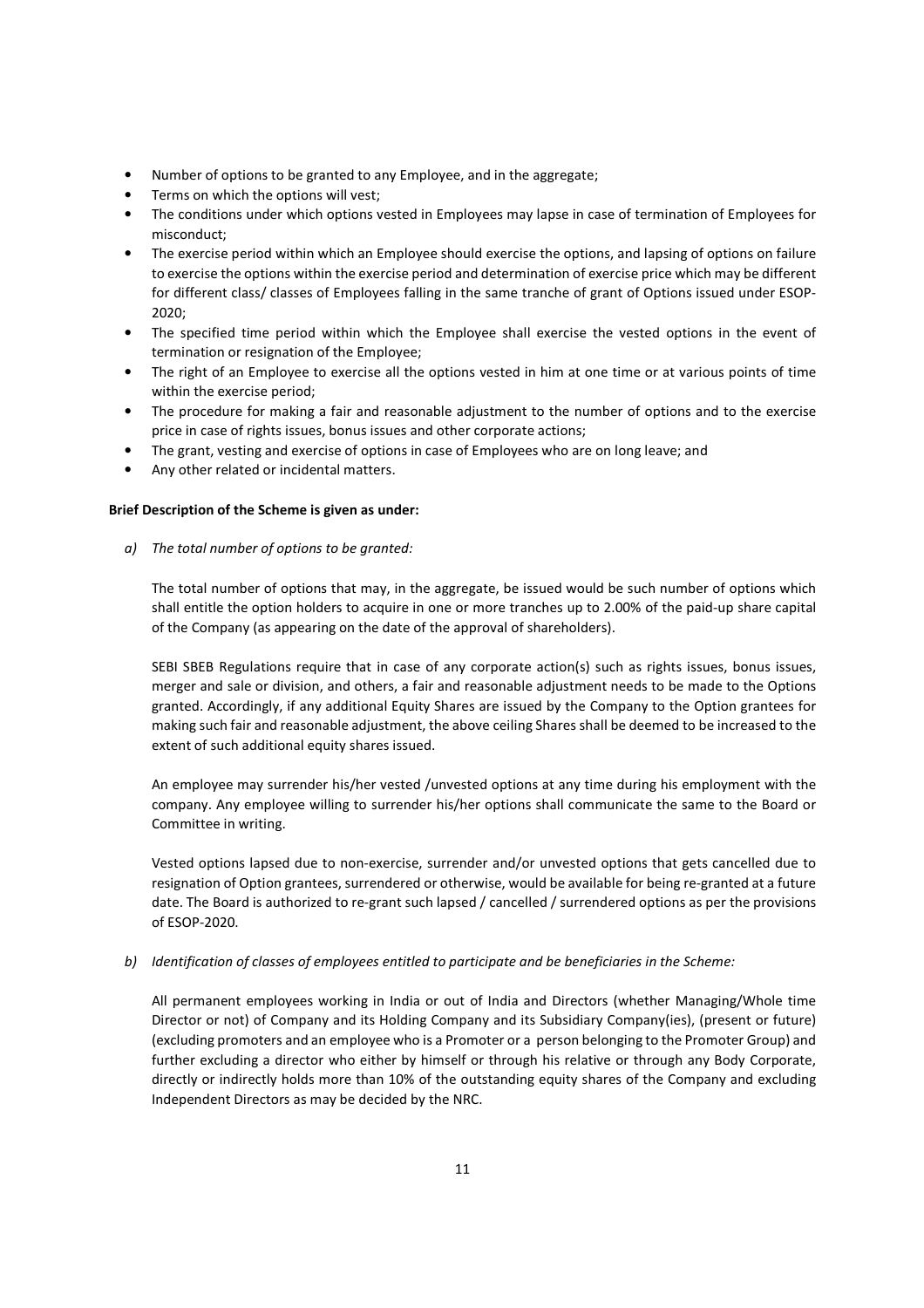- Number of options to be granted to any Employee, and in the aggregate;
- Terms on which the options will vest;
- The conditions under which options vested in Employees may lapse in case of termination of Employees for misconduct;
- The exercise period within which an Employee should exercise the options, and lapsing of options on failure to exercise the options within the exercise period and determination of exercise price which may be different for different class/ classes of Employees falling in the same tranche of grant of Options issued under ESOP-2020;
- The specified time period within which the Employee shall exercise the vested options in the event of termination or resignation of the Employee;
- The right of an Employee to exercise all the options vested in him at one time or at various points of time within the exercise period;
- The procedure for making a fair and reasonable adjustment to the number of options and to the exercise price in case of rights issues, bonus issues and other corporate actions;
- The grant, vesting and exercise of options in case of Employees who are on long leave; and
- Any other related or incidental matters.

**Brief Description of the Scheme is given as under:**

*a) The total number of options to be granted:*

The total number of options that may, in the aggregate, be issued would be such number of options which shall entitle the option holders to acquire in one or more tranches up to 2.00% of the paid-up share capital of the Company (as appearing on the date of the approval of shareholders).

SEBI SBEB Regulations require that in case of any corporate action(s) such as rights issues, bonus issues, merger and sale or division, and others, a fair and reasonable adjustment needs to be made to the Options granted. Accordingly, if any additional Equity Shares are issued by the Company to the Option grantees for making such fair and reasonable adjustment, the above ceiling Shares shall be deemed to be increased to the extent of such additional equity shares issued.

An employee may surrender his/her vested /unvested options at any time during his employment with the company. Any employee willing to surrender his/her options shall communicate the same to the Board or Committee in writing.

Vested options lapsed due to non-exercise, surrender and/or unvested options that gets cancelled due to resignation of Option grantees, surrendered or otherwise, would be available for being re-granted at a future date. The Board is authorized to re-grant such lapsed / cancelled / surrendered options as per the provisions of ESOP-2020.

*b) Identification of classes of employees entitled to participate and be beneficiaries in the Scheme:*

All permanent employees working in India or out of India and Directors (whether Managing/Whole time Director or not) of Company and its Holding Company and its Subsidiary Company(ies), (present or future) (excluding promoters and an employee who is a Promoter or a person belonging to the Promoter Group) and further excluding a director who either by himself or through his relative or through any Body Corporate, directly or indirectly holds more than 10% of the outstanding equity shares of the Company and excluding Independent Directors as may be decided by the NRC.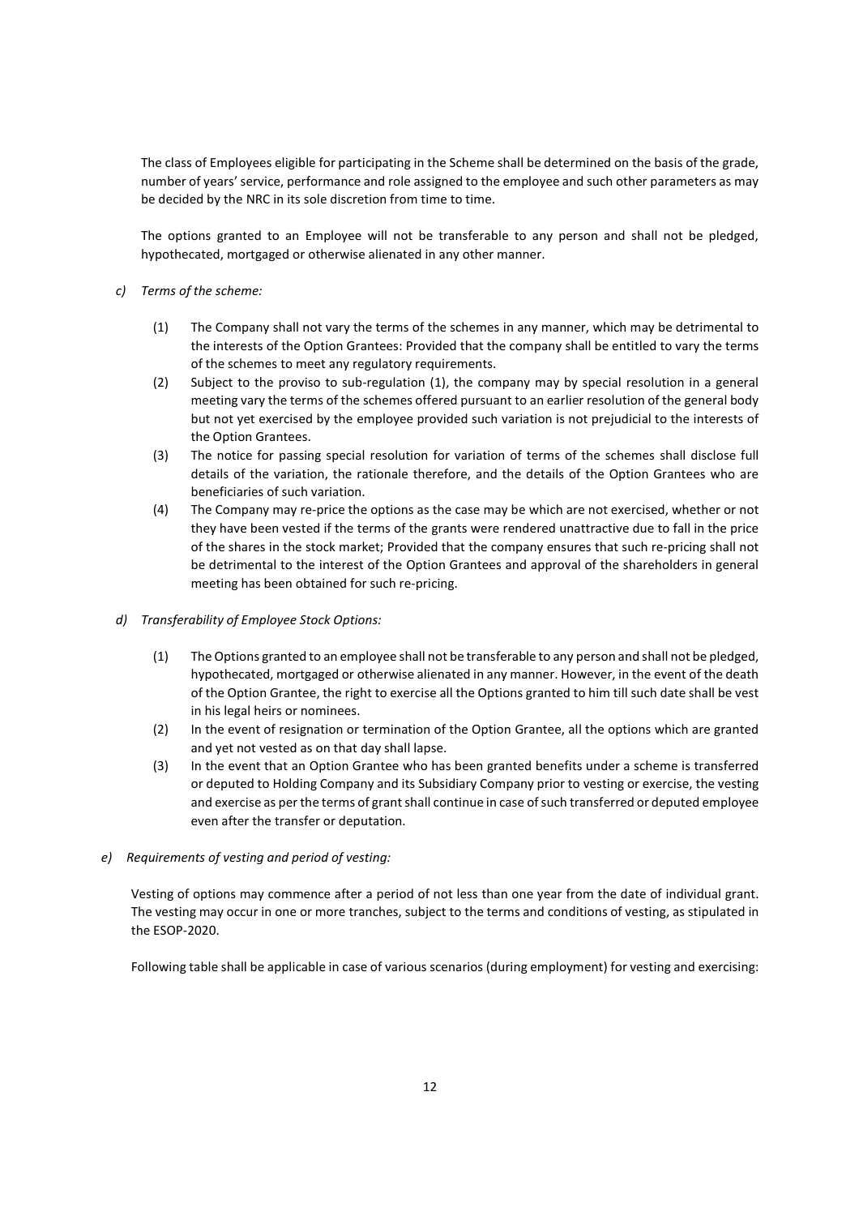The class of Employees eligible for participating in the Scheme shall be determined on the basis of the grade, number of years' service, performance and role assigned to the employee and such other parameters as may be decided by the NRC in its sole discretion from time to time.

The options granted to an Employee will not be transferable to any person and shall not be pledged, hypothecated, mortgaged or otherwise alienated in any other manner.

*c) Terms of the scheme:*

(1) The Company shall not vary the terms of the schemes in any manner, which may be detrimental to the interests of the Option Grantees: Provided that the company shall be entitled to vary the terms of the schemes to meet any regulatory requirements.

(2) Subject to the proviso to sub-regulation (1), the company may by special resolution in a general meeting vary the terms of the schemes offered pursuant to an earlier resolution of the general body but not yet exercised by the employee provided such variation is not prejudicial to the interests of the Option Grantees.

(3) The notice for passing special resolution for variation of terms of the schemes shall disclose full details of the variation, the rationale therefore, and the details of the Option Grantees who are beneficiaries of such variation.

(4) The Company may re-price the options as the case may be which are not exercised, whether or not they have been vested if the terms of the grants were rendered unattractive due to fall in the price of the shares in the stock market; Provided that the company ensures that such re-pricing shall not be detrimental to the interest of the Option Grantees and approval of the shareholders in general meeting has been obtained for such re-pricing.

*d) Transferability of Employee Stock Options:*

(1) The Options granted to an employee shall not be transferable to any person and shall not be pledged, hypothecated, mortgaged or otherwise alienated in any manner. However, in the event of the death of the Option Grantee, the right to exercise all the Options granted to him till such date shall be vest in his legal heirs or nominees.

(2) In the event of resignation or termination of the Option Grantee, all the options which are granted and yet not vested as on that day shall lapse.

(3) In the event that an Option Grantee who has been granted benefits under a scheme is transferred or deputed to Holding Company and its Subsidiary Company prior to vesting or exercise, the vesting and exercise as per the terms of grant shall continue in case of such transferred or deputed employee even after the transfer or deputation.

*e) Requirements of vesting and period of vesting:*

Vesting of options may commence after a period of not less than one year from the date of individual grant. The vesting may occur in one or more tranches, subject to the terms and conditions of vesting, as stipulated in the ESOP-2020.

Following table shall be applicable in case of various scenarios (during employment) for vesting and exercising: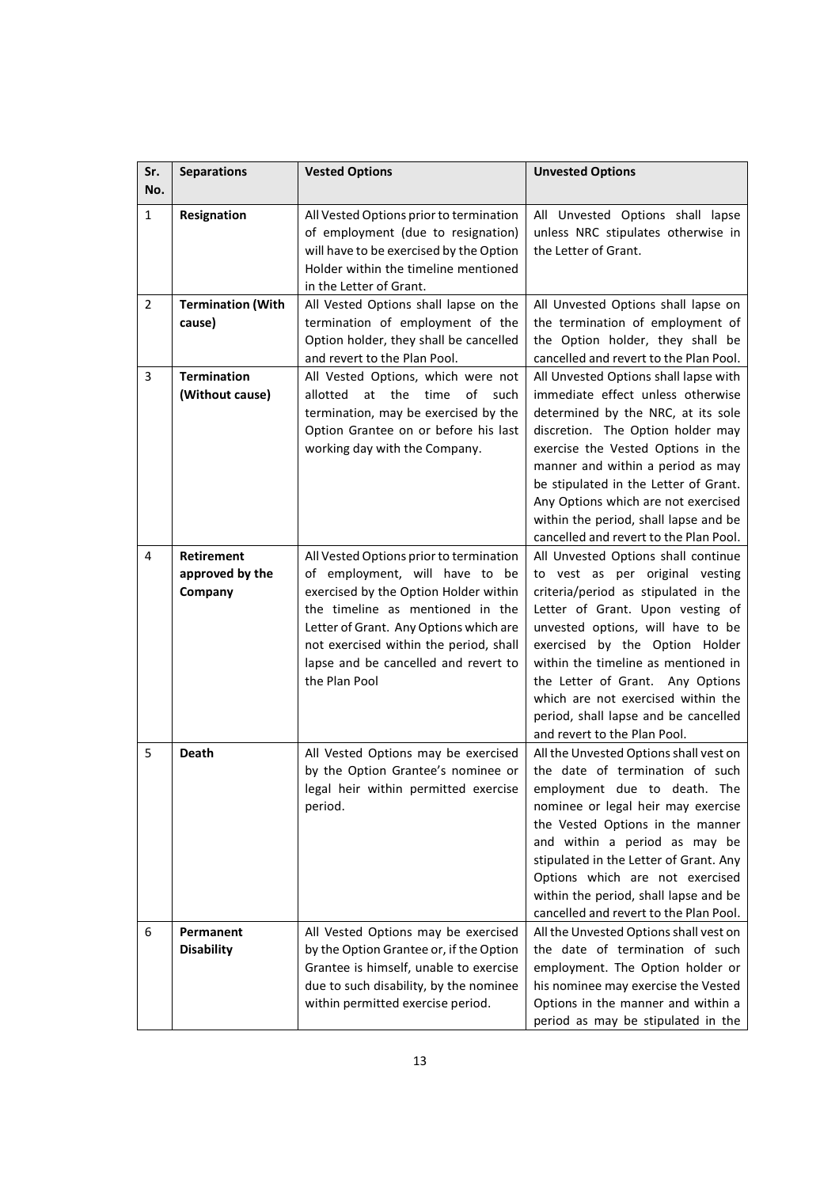| Sr. No. | Separations | Vested Options | Unvested Options |
|---|---|---|---|
| 1 | **Resignation** | All Vested Options prior to termination of employment (due to resignation) will have to be exercised by the Option Holder within the timeline mentioned in the Letter of Grant. | All Unvested Options shall lapse unless NRC stipulates otherwise in the Letter of Grant. |
| 2 | **Termination (With cause)** | All Vested Options shall lapse on the termination of employment of the Option holder, they shall be cancelled and revert to the Plan Pool. | All Unvested Options shall lapse on the termination of employment of the Option holder, they shall be cancelled and revert to the Plan Pool. |
| 3 | **Termination (Without cause)** | All Vested Options, which were not allotted at the time of such termination, may be exercised by the Option Grantee on or before his last working day with the Company. | All Unvested Options shall lapse with immediate effect unless otherwise determined by the NRC, at its sole discretion. The Option holder may exercise the Vested Options in the manner and within a period as may be stipulated in the Letter of Grant. Any Options which are not exercised within the period, shall lapse and be cancelled and revert to the Plan Pool. |
| 4 | **Retirement approved by the Company** | All Vested Options prior to termination of employment, will have to be exercised by the Option Holder within the timeline as mentioned in the Letter of Grant. Any Options which are not exercised within the period, shall lapse and be cancelled and revert to the Plan Pool | All Unvested Options shall continue to vest as per original vesting criteria/period as stipulated in the Letter of Grant. Upon vesting of unvested options, will have to be exercised by the Option Holder within the timeline as mentioned in the Letter of Grant. Any Options which are not exercised within the period, shall lapse and be cancelled and revert to the Plan Pool. |
| 5 | **Death** | All Vested Options may be exercised by the Option Grantee's nominee or legal heir within permitted exercise period. | All the Unvested Options shall vest on the date of termination of such employment due to death. The nominee or legal heir may exercise the Vested Options in the manner and within a period as may be stipulated in the Letter of Grant. Any Options which are not exercised within the period, shall lapse and be cancelled and revert to the Plan Pool. |
| 6 | **Permanent Disability** | All Vested Options may be exercised by the Option Grantee or, if the Option Grantee is himself, unable to exercise due to such disability, by the nominee within permitted exercise period. | All the Unvested Options shall vest on the date of termination of such employment. The Option holder or his nominee may exercise the Vested Options in the manner and within a period as may be stipulated in the |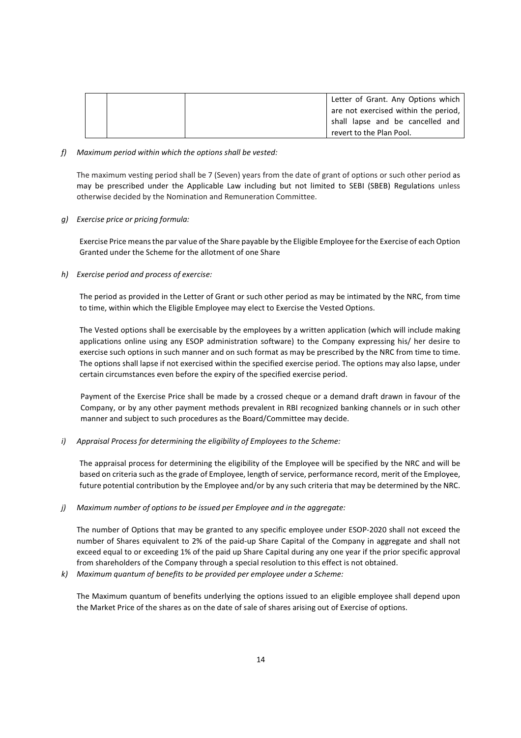| | | | Letter of Grant. Any Options which are not exercised within the period, shall lapse and be cancelled and revert to the Plan Pool. |
|---|---|---|---|

*f) Maximum period within which the options shall be vested:*

The maximum vesting period shall be 7 (Seven) years from the date of grant of options or such other period as may be prescribed under the Applicable Law including but not limited to SEBI (SBEB) Regulations unless otherwise decided by the Nomination and Remuneration Committee.

*g) Exercise price or pricing formula:*

Exercise Price means the par value of the Share payable by the Eligible Employee for the Exercise of each Option Granted under the Scheme for the allotment of one Share

*h) Exercise period and process of exercise:*

The period as provided in the Letter of Grant or such other period as may be intimated by the NRC, from time to time, within which the Eligible Employee may elect to Exercise the Vested Options.

The Vested options shall be exercisable by the employees by a written application (which will include making applications online using any ESOP administration software) to the Company expressing his/ her desire to exercise such options in such manner and on such format as may be prescribed by the NRC from time to time. The options shall lapse if not exercised within the specified exercise period. The options may also lapse, under certain circumstances even before the expiry of the specified exercise period.

Payment of the Exercise Price shall be made by a crossed cheque or a demand draft drawn in favour of the Company, or by any other payment methods prevalent in RBI recognized banking channels or in such other manner and subject to such procedures as the Board/Committee may decide.

*i) Appraisal Process for determining the eligibility of Employees to the Scheme:*

The appraisal process for determining the eligibility of the Employee will be specified by the NRC and will be based on criteria such as the grade of Employee, length of service, performance record, merit of the Employee, future potential contribution by the Employee and/or by any such criteria that may be determined by the NRC.

*j) Maximum number of options to be issued per Employee and in the aggregate:*

The number of Options that may be granted to any specific employee under ESOP-2020 shall not exceed the number of Shares equivalent to 2% of the paid-up Share Capital of the Company in aggregate and shall not exceed equal to or exceeding 1% of the paid up Share Capital during any one year if the prior specific approval from shareholders of the Company through a special resolution to this effect is not obtained.

*k) Maximum quantum of benefits to be provided per employee under a Scheme:*

The Maximum quantum of benefits underlying the options issued to an eligible employee shall depend upon the Market Price of the shares as on the date of sale of shares arising out of Exercise of options.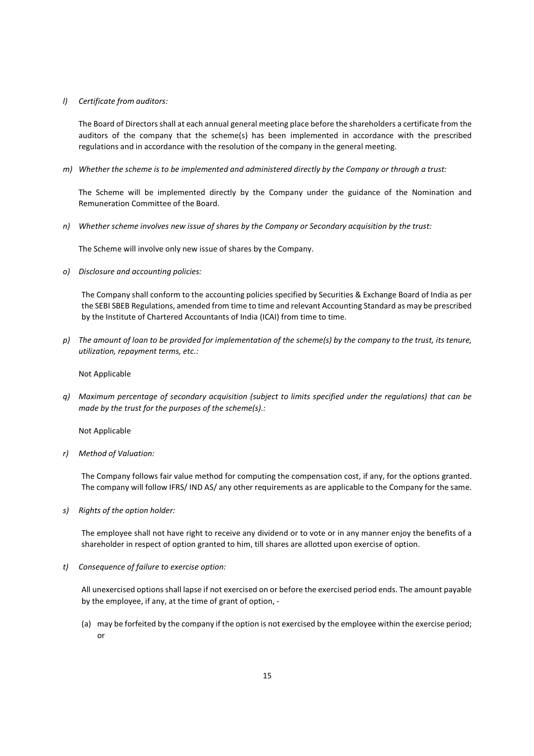*l) Certificate from auditors:*

The Board of Directors shall at each annual general meeting place before the shareholders a certificate from the auditors of the company that the scheme(s) has been implemented in accordance with the prescribed regulations and in accordance with the resolution of the company in the general meeting.

*m) Whether the scheme is to be implemented and administered directly by the Company or through a trust:*

The Scheme will be implemented directly by the Company under the guidance of the Nomination and Remuneration Committee of the Board.

*n) Whether scheme involves new issue of shares by the Company or Secondary acquisition by the trust:*

The Scheme will involve only new issue of shares by the Company.

*o) Disclosure and accounting policies:*

The Company shall conform to the accounting policies specified by Securities & Exchange Board of India as per the SEBI SBEB Regulations, amended from time to time and relevant Accounting Standard as may be prescribed by the Institute of Chartered Accountants of India (ICAI) from time to time.

*p) The amount of loan to be provided for implementation of the scheme(s) by the company to the trust, its tenure, utilization, repayment terms, etc.:*

Not Applicable

*q) Maximum percentage of secondary acquisition (subject to limits specified under the regulations) that can be made by the trust for the purposes of the scheme(s).:*

Not Applicable

*r) Method of Valuation:*

The Company follows fair value method for computing the compensation cost, if any, for the options granted. The company will follow IFRS/ IND AS/ any other requirements as are applicable to the Company for the same.

*s) Rights of the option holder:*

The employee shall not have right to receive any dividend or to vote or in any manner enjoy the benefits of a shareholder in respect of option granted to him, till shares are allotted upon exercise of option.

*t) Consequence of failure to exercise option:*

All unexercised options shall lapse if not exercised on or before the exercised period ends. The amount payable by the employee, if any, at the time of grant of option, -

(a) may be forfeited by the company if the option is not exercised by the employee within the exercise period; or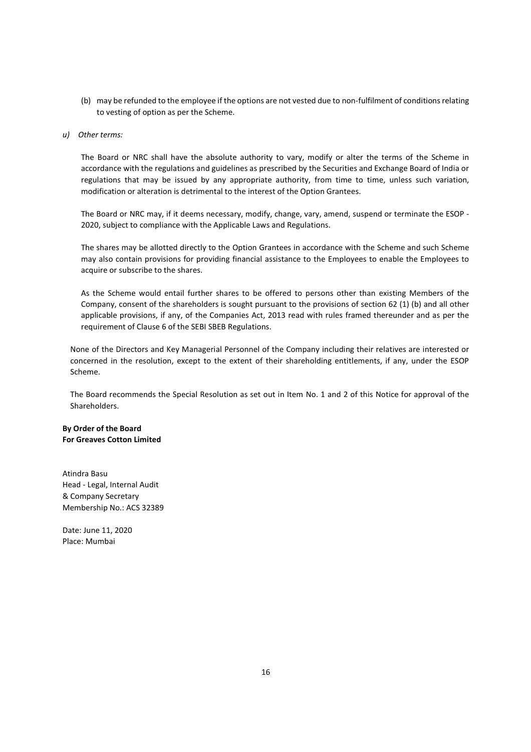(b) may be refunded to the employee if the options are not vested due to non-fulfilment of conditions relating to vesting of option as per the Scheme.

*u) Other terms:*

The Board or NRC shall have the absolute authority to vary, modify or alter the terms of the Scheme in accordance with the regulations and guidelines as prescribed by the Securities and Exchange Board of India or regulations that may be issued by any appropriate authority, from time to time, unless such variation, modification or alteration is detrimental to the interest of the Option Grantees.

The Board or NRC may, if it deems necessary, modify, change, vary, amend, suspend or terminate the ESOP - 2020, subject to compliance with the Applicable Laws and Regulations.

The shares may be allotted directly to the Option Grantees in accordance with the Scheme and such Scheme may also contain provisions for providing financial assistance to the Employees to enable the Employees to acquire or subscribe to the shares.

As the Scheme would entail further shares to be offered to persons other than existing Members of the Company, consent of the shareholders is sought pursuant to the provisions of section 62 (1) (b) and all other applicable provisions, if any, of the Companies Act, 2013 read with rules framed thereunder and as per the requirement of Clause 6 of the SEBI SBEB Regulations.

None of the Directors and Key Managerial Personnel of the Company including their relatives are interested or concerned in the resolution, except to the extent of their shareholding entitlements, if any, under the ESOP Scheme.

The Board recommends the Special Resolution as set out in Item No. 1 and 2 of this Notice for approval of the Shareholders.

**By Order of the Board**
**For Greaves Cotton Limited**

Atindra Basu
Head - Legal, Internal Audit
& Company Secretary
Membership No.: ACS 32389

Date: June 11, 2020
Place: Mumbai